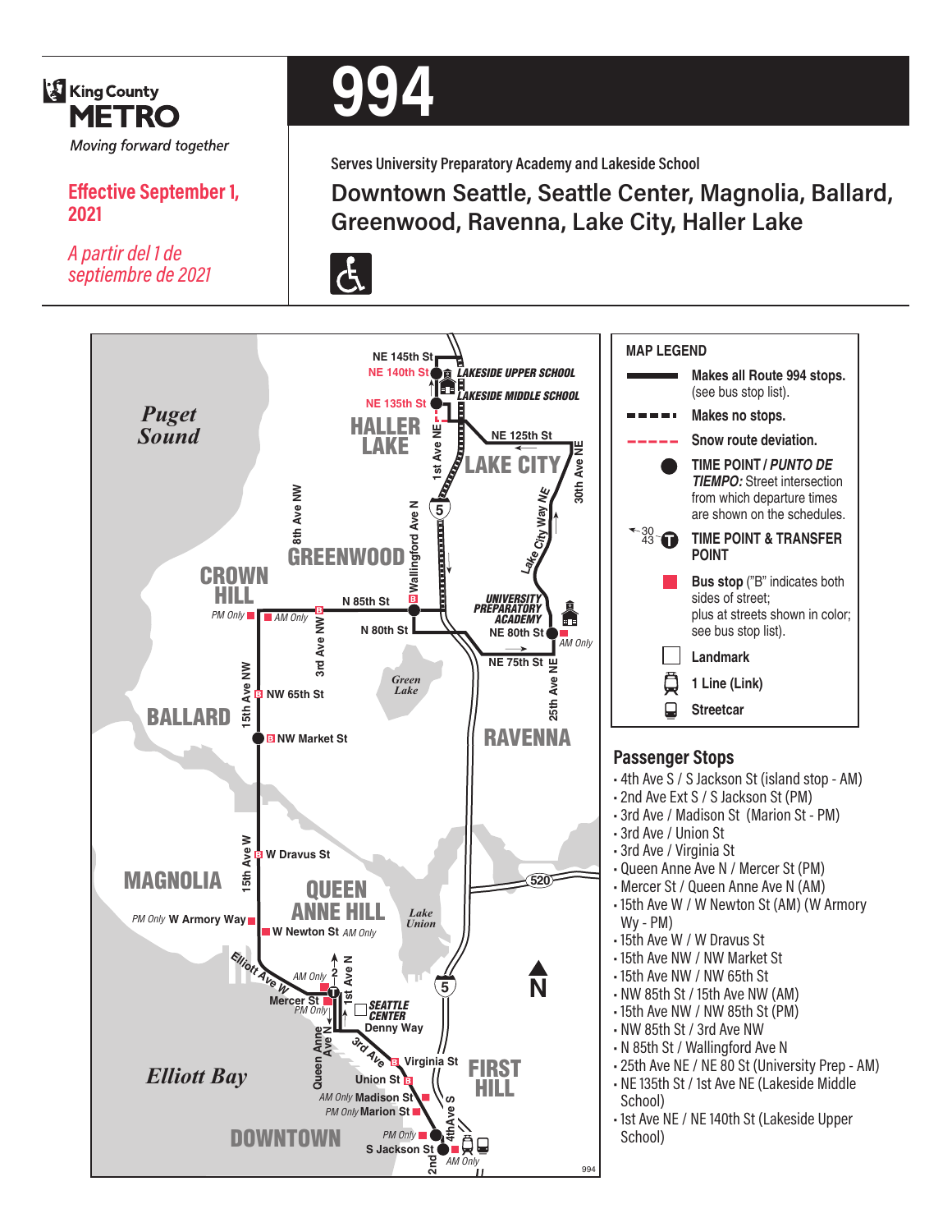King County METRO

*Moving forward together*

**Effective September 1, 2021**

*A partir del 1 de septiembre de 2021*

# 994

Serves University Preparatory Academy and Lakeside School

## Downtown Seattle, Seattle Center, Magnolia, Ballard, Greenwood, Ravenna, Lake City, Haller Lake

### MAP LEGEND

- Makes all Route 994 stops. (see bus stop list).
- Makes no stops.
- Snow route deviation.
- **TIME POINT / *PUNTO DE TIEMPO:*** Street intersection from which departure times are shown on the schedules.
- **TIME POINT & TRANSFER POINT**
- **Bus stop** ("B" indicates both sides of street; plus at streets shown in color; see bus stop list).
- **Landmark**
- **1 Line (Link)**
- **Streetcar**

### Passenger Stops

- 4th Ave S / S Jackson St (island stop - AM)
- 2nd Ave Ext S / S Jackson St (PM)
- 3rd Ave / Madison St (Marion St - PM)
- 3rd Ave / Union St
- 3rd Ave / Virginia St
- Queen Anne Ave N / Mercer St (PM)
- Mercer St / Queen Anne Ave N (AM)
- 15th Ave W / W Newton St (AM) (W Armory Wy - PM)
- 15th Ave W / W Dravus St
- 15th Ave NW / NW Market St
- 15th Ave NW / NW 65th St
- NW 85th St / 15th Ave NW (AM)
- 15th Ave NW / NW 85th St (PM)
- NW 85th St / 3rd Ave NW
- N 85th St / Wallingford Ave N
- 25th Ave NE / NE 80 St (University Prep - AM)
- NE 135th St / 1st Ave NE (Lakeside Middle School)
- 1st Ave NE / NE 140th St (Lakeside Upper School)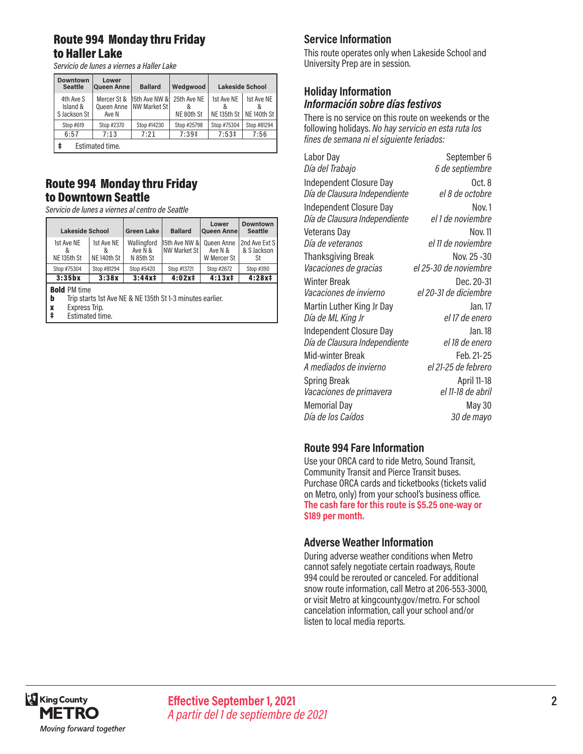## Route 994 Monday thru Friday to Haller Lake

*Servicio de lunes a viernes a Haller Lake*

| Downtown Seattle | Lower Queen Anne | Ballard | Wedgwood | Lakeside School | |
|---|---|---|---|---|---|
| 4th Ave S Island & S Jackson St | Mercer St & Queen Anne Ave N | 15th Ave NW & NW Market St | 25th Ave NE & NE 80th St | 1st Ave NE & NE 135th St | 1st Ave NE & NE 140th St |
| Stop #619 | Stop #2370 | Stop #14230 | Stop #25798 | Stop #75304 | Stop #81294 |
| 6:57 | 7:13 | 7:21 | 7:39‡ | 7:53‡ | 7:56 |

‡ Estimated time.

## Route 994 Monday thru Friday to Downtown Seattle

*Servicio de lunes a viernes al centro de Seattle*

| Lakeside School | | Green Lake | Ballard | Lower Queen Anne | Downtown Seattle |
|---|---|---|---|---|---|
| 1st Ave NE & NE 135th St | 1st Ave NE & NE 140th St | Wallingford Ave N & N 85th St | 15th Ave NW & NW Market St | Queen Anne Ave N & W Mercer St | 2nd Ave Ext S & S Jackson St |
| Stop #75304 | Stop #81294 | Stop #5420 | Stop #13721 | Stop #2672 | Stop #390 |
| **3:35bx** | **3:38x** | **3:44x‡** | **4:02x‡** | **4:13x‡** | **4:28x‡** |

**Bold** PM time
**b** Trip starts 1st Ave NE & NE 135th St 1-3 minutes earlier.
**x** Express Trip.
**‡** Estimated time.

## Service Information

This route operates only when Lakeside School and University Prep are in session.

## Holiday Information
## *Información sobre días festivos*

There is no service on this route on weekends or the following holidays. *No hay servicio en esta ruta los fines de semana ni el siguiente feriados:*

| | |
|---|---|
| Labor Day<br>*Día del Trabajo* | September 6<br>*6 de septiembre* |
| Independent Closure Day<br>*Día de Clausura Independiente* | Oct. 8<br>*el 8 de octobre* |
| Independent Closure Day<br>*Día de Clausura Independiente* | Nov. 1<br>*el 1 de noviembre* |
| Veterans Day<br>*Día de veteranos* | Nov. 11<br>*el 11 de noviembre* |
| Thanksgiving Break<br>*Vacaciones de gracias* | Nov. 25 -30<br>*el 25-30 de noviembre* |
| Winter Break<br>*Vacaciones de invierno* | Dec. 20-31<br>*el 20-31 de diciembre* |
| Martin Luther King Jr Day<br>*Día de ML King Jr* | Jan. 17<br>*el 17 de enero* |
| Independent Closure Day<br>*Día de Clausura Independiente* | Jan. 18<br>*el 18 de enero* |
| Mid-winter Break<br>*A mediados de invierno* | Feb. 21-25<br>*el 21-25 de febrero* |
| Spring Break<br>*Vacaciones de primavera* | April 11-18<br>*el 11-18 de abril* |
| Memorial Day<br>*Día de los Caídos* | May 30<br>*30 de mayo* |

## Route 994 Fare Information

Use your ORCA card to ride Metro, Sound Transit, Community Transit and Pierce Transit buses. Purchase ORCA cards and ticketbooks (tickets valid on Metro, only) from your school's business office. **The cash fare for this route is $5.25 one-way or $189 per month.**

## Adverse Weather Information

During adverse weather conditions when Metro cannot safely negotiate certain roadways, Route 994 could be rerouted or canceled. For additional snow route information, call Metro at 206-553-3000, or visit Metro at kingcounty.gov/metro. For school cancelation information, call your school and/or listen to local media reports.

King County METRO
*Moving forward together*

**Effective September 1, 2021**
*A partir del 1 de septiembre de 2021*